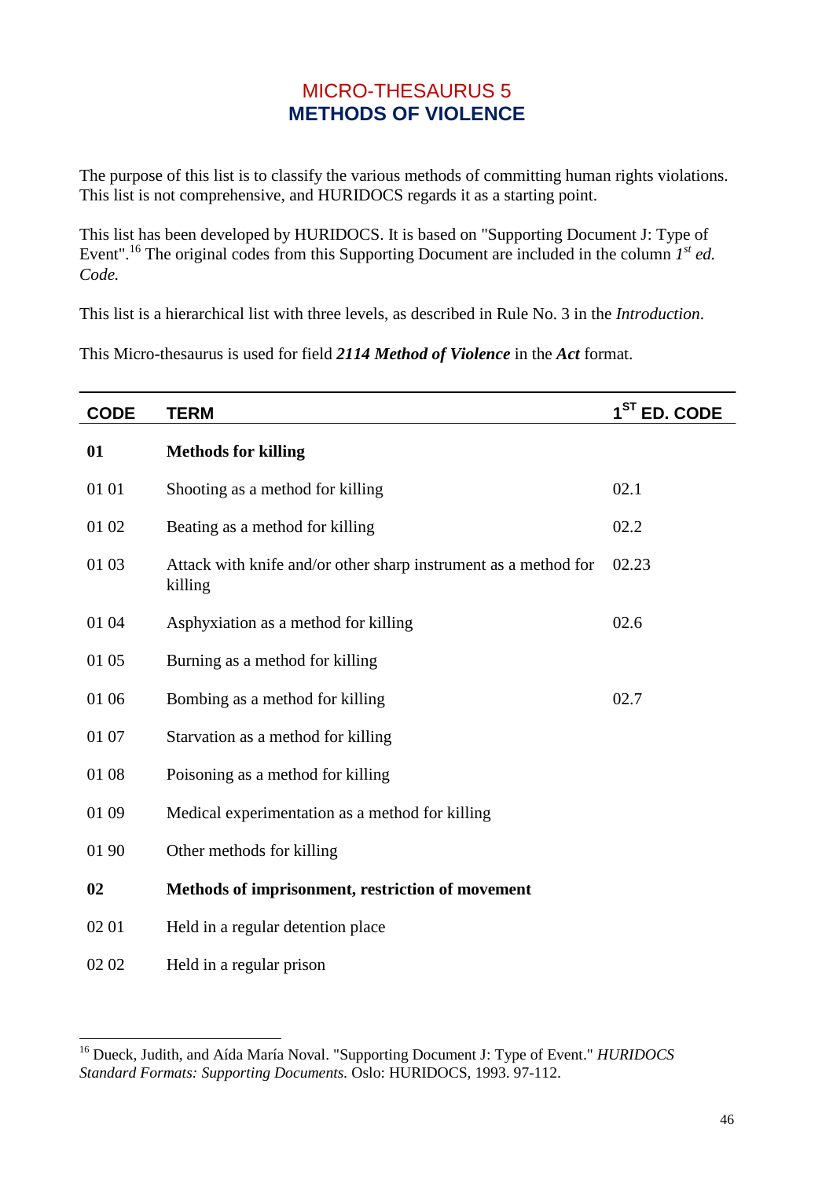# MICRO-THESAURUS 5
## METHODS OF VIOLENCE

The purpose of this list is to classify the various methods of committing human rights violations. This list is not comprehensive, and HURIDOCS regards it as a starting point.

This list has been developed by HURIDOCS. It is based on "Supporting Document J: Type of Event".[16] The original codes from this Supporting Document are included in the column *1st ed. Code.*

This list is a hierarchical list with three levels, as described in Rule No. 3 in the *Introduction*.

This Micro-thesaurus is used for field ***2114 Method of Violence*** in the ***Act*** format.

| CODE | TERM | 1ST ED. CODE |
|---|---|---|
| **01** | **Methods for killing** | |
| 01 01 | Shooting as a method for killing | 02.1 |
| 01 02 | Beating as a method for killing | 02.2 |
| 01 03 | Attack with knife and/or other sharp instrument as a method for killing | 02.23 |
| 01 04 | Asphyxiation as a method for killing | 02.6 |
| 01 05 | Burning as a method for killing | |
| 01 06 | Bombing as a method for killing | 02.7 |
| 01 07 | Starvation as a method for killing | |
| 01 08 | Poisoning as a method for killing | |
| 01 09 | Medical experimentation as a method for killing | |
| 01 90 | Other methods for killing | |
| **02** | **Methods of imprisonment, restriction of movement** | |
| 02 01 | Held in a regular detention place | |
| 02 02 | Held in a regular prison | |

[16] Dueck, Judith, and Aída María Noval. "Supporting Document J: Type of Event." *HURIDOCS Standard Formats: Supporting Documents.* Oslo: HURIDOCS, 1993. 97-112.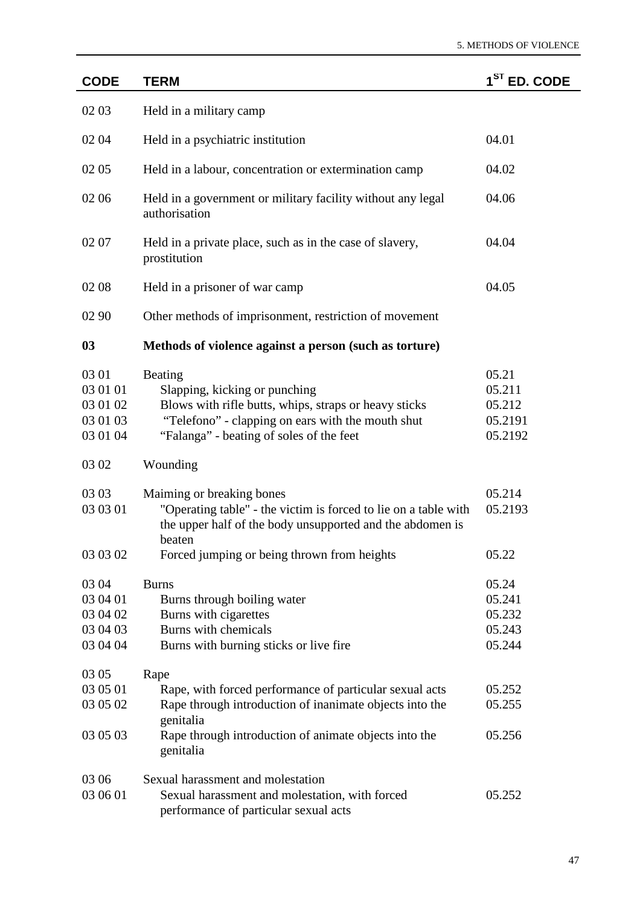| CODE | TERM | 1ST ED. CODE |
| --- | --- | --- |
| 02 03 | Held in a military camp | |
| 02 04 | Held in a psychiatric institution | 04.01 |
| 02 05 | Held in a labour, concentration or extermination camp | 04.02 |
| 02 06 | Held in a government or military facility without any legal authorisation | 04.06 |
| 02 07 | Held in a private place, such as in the case of slavery, prostitution | 04.04 |
| 02 08 | Held in a prisoner of war camp | 04.05 |
| 02 90 | Other methods of imprisonment, restriction of movement | |
| **03** | **Methods of violence against a person (such as torture)** | |
| 03 01 | Beating | 05.21 |
| 03 01 01 | Slapping, kicking or punching | 05.211 |
| 03 01 02 | Blows with rifle butts, whips, straps or heavy sticks | 05.212 |
| 03 01 03 | "Telefono" - clapping on ears with the mouth shut | 05.2191 |
| 03 01 04 | "Falanga" - beating of soles of the feet | 05.2192 |
| 03 02 | Wounding | |
| 03 03 | Maiming or breaking bones | 05.214 |
| 03 03 01 | "Operating table" - the victim is forced to lie on a table with the upper half of the body unsupported and the abdomen is beaten | 05.2193 |
| 03 03 02 | Forced jumping or being thrown from heights | 05.22 |
| 03 04 | Burns | 05.24 |
| 03 04 01 | Burns through boiling water | 05.241 |
| 03 04 02 | Burns with cigarettes | 05.232 |
| 03 04 03 | Burns with chemicals | 05.243 |
| 03 04 04 | Burns with burning sticks or live fire | 05.244 |
| 03 05 | Rape | |
| 03 05 01 | Rape, with forced performance of particular sexual acts | 05.252 |
| 03 05 02 | Rape through introduction of inanimate objects into the genitalia | 05.255 |
| 03 05 03 | Rape through introduction of animate objects into the genitalia | 05.256 |
| 03 06 | Sexual harassment and molestation | |
| 03 06 01 | Sexual harassment and molestation, with forced performance of particular sexual acts | 05.252 |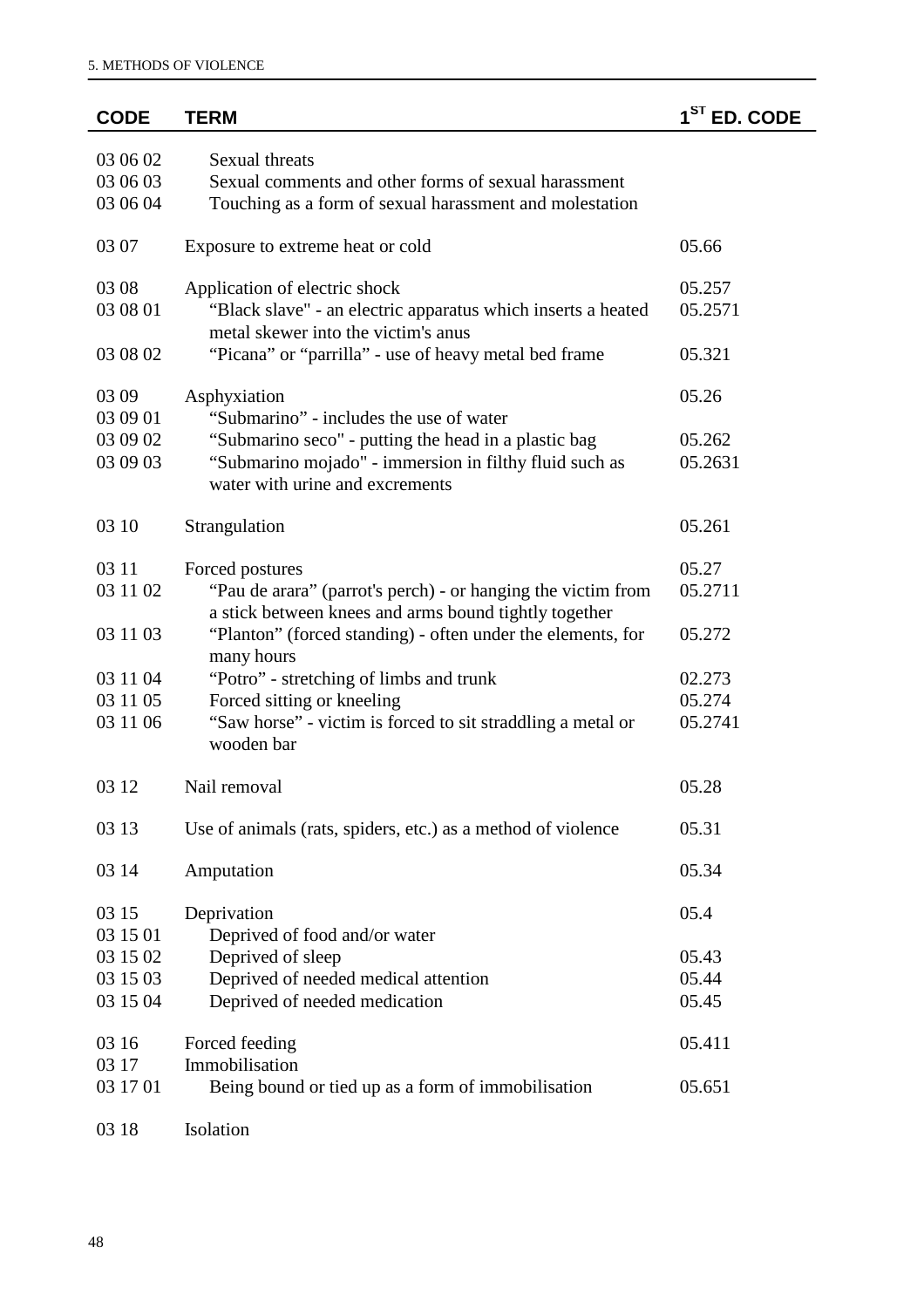| CODE | TERM | 1ST ED. CODE |
|---|---|---|
| 03 06 02 | Sexual threats | |
| 03 06 03 | Sexual comments and other forms of sexual harassment | |
| 03 06 04 | Touching as a form of sexual harassment and molestation | |
| 03 07 | Exposure to extreme heat or cold | 05.66 |
| 03 08 | Application of electric shock | 05.257 |
| 03 08 01 | "Black slave" - an electric apparatus which inserts a heated metal skewer into the victim's anus | 05.2571 |
| 03 08 02 | "Picana" or "parrilla" - use of heavy metal bed frame | 05.321 |
| 03 09 | Asphyxiation | 05.26 |
| 03 09 01 | "Submarino" - includes the use of water | |
| 03 09 02 | "Submarino seco" - putting the head in a plastic bag | 05.262 |
| 03 09 03 | "Submarino mojado" - immersion in filthy fluid such as water with urine and excrements | 05.2631 |
| 03 10 | Strangulation | 05.261 |
| 03 11 | Forced postures | 05.27 |
| 03 11 02 | "Pau de arara" (parrot's perch) - or hanging the victim from a stick between knees and arms bound tightly together | 05.2711 |
| 03 11 03 | "Planton" (forced standing) - often under the elements, for many hours | 05.272 |
| 03 11 04 | "Potro" - stretching of limbs and trunk | 02.273 |
| 03 11 05 | Forced sitting or kneeling | 05.274 |
| 03 11 06 | "Saw horse" - victim is forced to sit straddling a metal or wooden bar | 05.2741 |
| 03 12 | Nail removal | 05.28 |
| 03 13 | Use of animals (rats, spiders, etc.) as a method of violence | 05.31 |
| 03 14 | Amputation | 05.34 |
| 03 15 | Deprivation | 05.4 |
| 03 15 01 | Deprived of food and/or water | |
| 03 15 02 | Deprived of sleep | 05.43 |
| 03 15 03 | Deprived of needed medical attention | 05.44 |
| 03 15 04 | Deprived of needed medication | 05.45 |
| 03 16 | Forced feeding | 05.411 |
| 03 17 | Immobilisation | |
| 03 17 01 | Being bound or tied up as a form of immobilisation | 05.651 |
| 03 18 | Isolation | |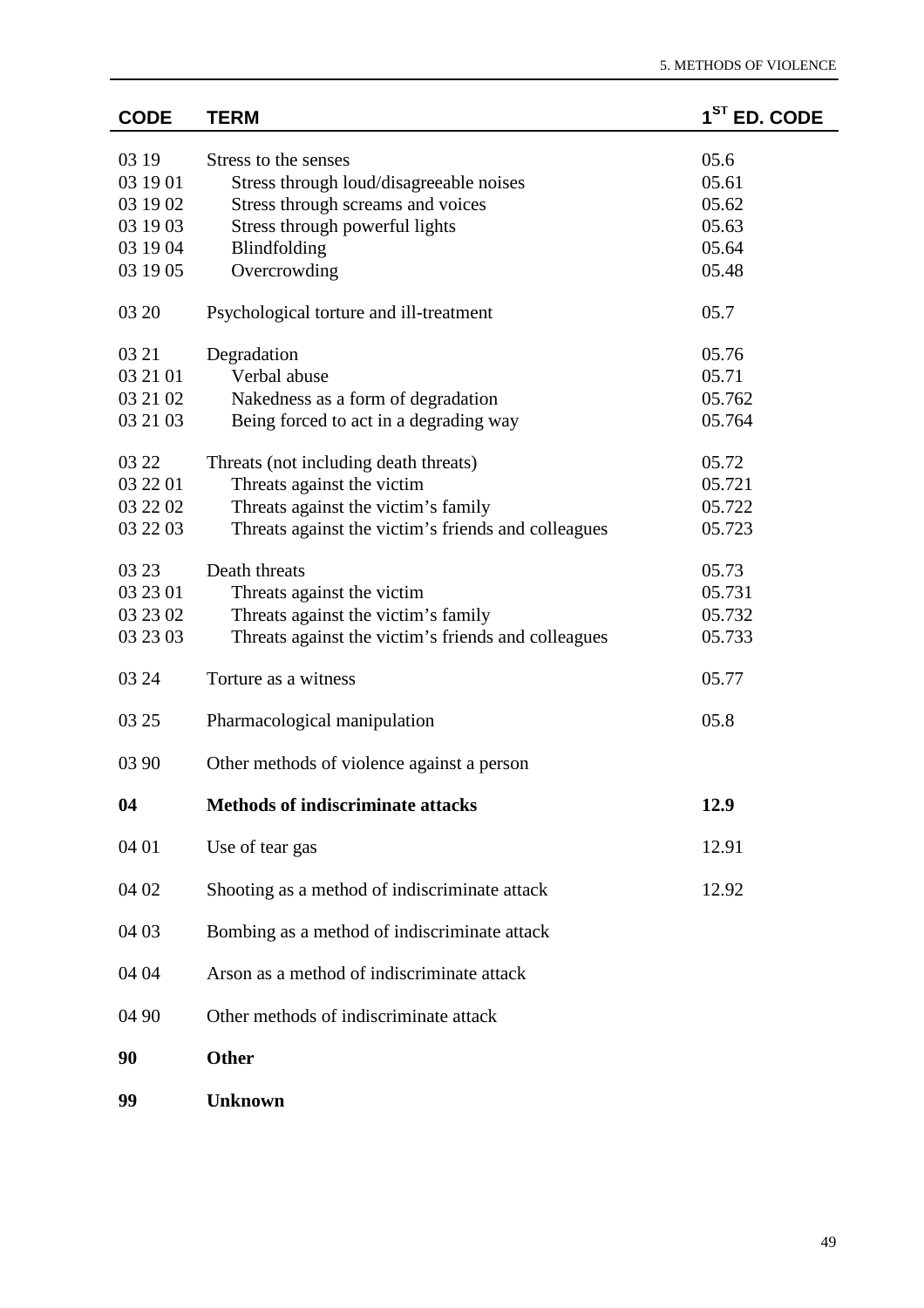| CODE | TERM | 1[ST] ED. CODE |
|---|---|---|
| 03 19 | Stress to the senses | 05.6 |
| 03 19 01 | Stress through loud/disagreeable noises | 05.61 |
| 03 19 02 | Stress through screams and voices | 05.62 |
| 03 19 03 | Stress through powerful lights | 05.63 |
| 03 19 04 | Blindfolding | 05.64 |
| 03 19 05 | Overcrowding | 05.48 |
| 03 20 | Psychological torture and ill-treatment | 05.7 |
| 03 21 | Degradation | 05.76 |
| 03 21 01 | Verbal abuse | 05.71 |
| 03 21 02 | Nakedness as a form of degradation | 05.762 |
| 03 21 03 | Being forced to act in a degrading way | 05.764 |
| 03 22 | Threats (not including death threats) | 05.72 |
| 03 22 01 | Threats against the victim | 05.721 |
| 03 22 02 | Threats against the victim's family | 05.722 |
| 03 22 03 | Threats against the victim's friends and colleagues | 05.723 |
| 03 23 | Death threats | 05.73 |
| 03 23 01 | Threats against the victim | 05.731 |
| 03 23 02 | Threats against the victim's family | 05.732 |
| 03 23 03 | Threats against the victim's friends and colleagues | 05.733 |
| 03 24 | Torture as a witness | 05.77 |
| 03 25 | Pharmacological manipulation | 05.8 |
| 03 90 | Other methods of violence against a person | |
| **04** | **Methods of indiscriminate attacks** | **12.9** |
| 04 01 | Use of tear gas | 12.91 |
| 04 02 | Shooting as a method of indiscriminate attack | 12.92 |
| 04 03 | Bombing as a method of indiscriminate attack | |
| 04 04 | Arson as a method of indiscriminate attack | |
| 04 90 | Other methods of indiscriminate attack | |
| **90** | **Other** | |
| **99** | **Unknown** | |